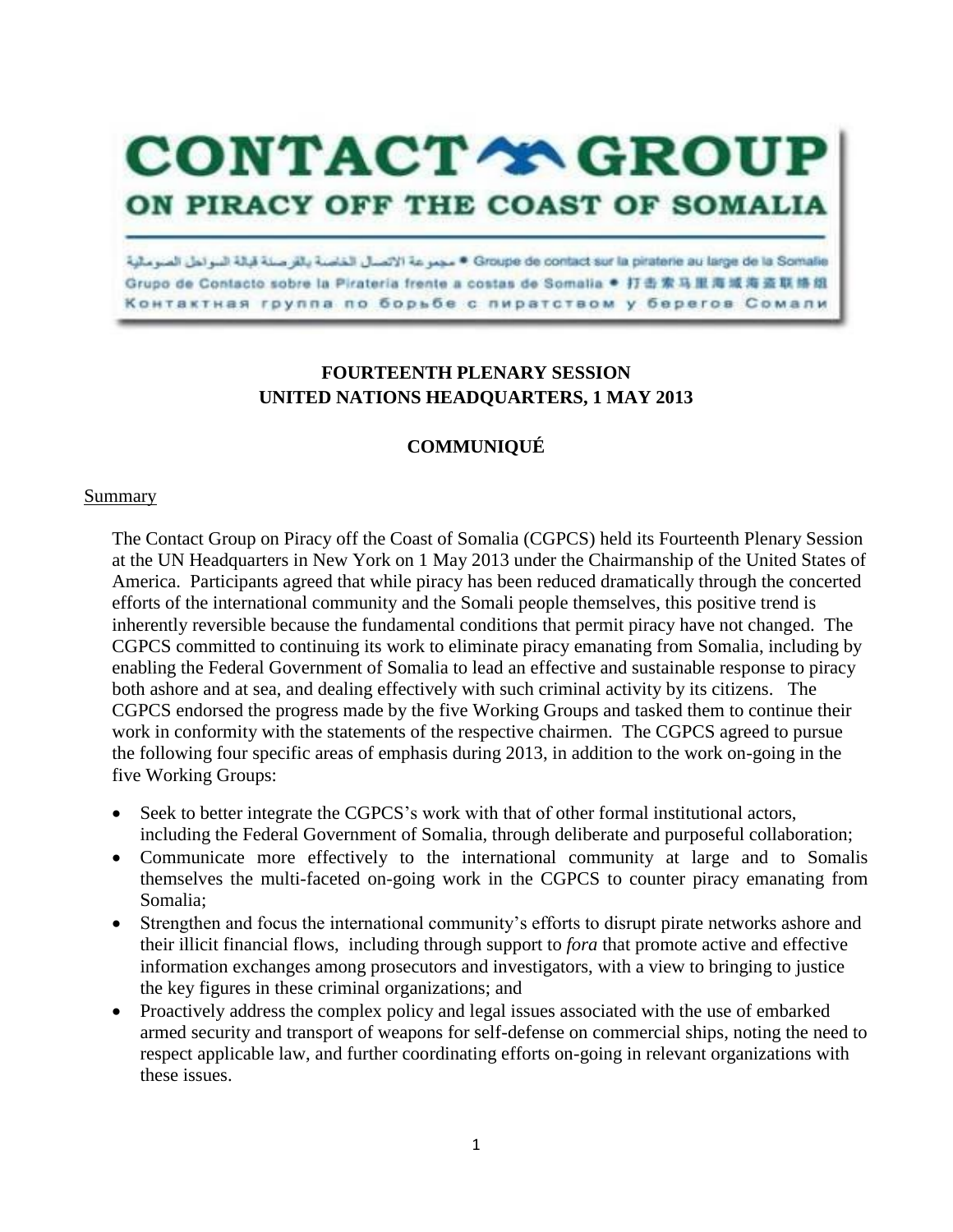# CONTACT GROUP
## ON PIRACY OFF THE COAST OF SOMALIA

مجموعة الاتصال الخاصة بالقرصنة قبالة السواحل الصومالية • Groupe de contact sur la piraterie au large de la Somalie
Grupo de Contacto sobre la Piratería frente a costas de Somalia • 打击索马里海域海盗联络组
Контактная группа по борьбе с пиратством у берегов Сомали

**FOURTEENTH PLENARY SESSION**
**UNITED NATIONS HEADQUARTERS, 1 MAY 2013**

**COMMUNIQUÉ**

Summary

The Contact Group on Piracy off the Coast of Somalia (CGPCS) held its Fourteenth Plenary Session at the UN Headquarters in New York on 1 May 2013 under the Chairmanship of the United States of America. Participants agreed that while piracy has been reduced dramatically through the concerted efforts of the international community and the Somali people themselves, this positive trend is inherently reversible because the fundamental conditions that permit piracy have not changed. The CGPCS committed to continuing its work to eliminate piracy emanating from Somalia, including by enabling the Federal Government of Somalia to lead an effective and sustainable response to piracy both ashore and at sea, and dealing effectively with such criminal activity by its citizens. The CGPCS endorsed the progress made by the five Working Groups and tasked them to continue their work in conformity with the statements of the respective chairmen. The CGPCS agreed to pursue the following four specific areas of emphasis during 2013, in addition to the work on-going in the five Working Groups:

- Seek to better integrate the CGPCS's work with that of other formal institutional actors, including the Federal Government of Somalia, through deliberate and purposeful collaboration;
- Communicate more effectively to the international community at large and to Somalis themselves the multi-faceted on-going work in the CGPCS to counter piracy emanating from Somalia;
- Strengthen and focus the international community's efforts to disrupt pirate networks ashore and their illicit financial flows, including through support to *fora* that promote active and effective information exchanges among prosecutors and investigators, with a view to bringing to justice the key figures in these criminal organizations; and
- Proactively address the complex policy and legal issues associated with the use of embarked armed security and transport of weapons for self-defense on commercial ships, noting the need to respect applicable law, and further coordinating efforts on-going in relevant organizations with these issues.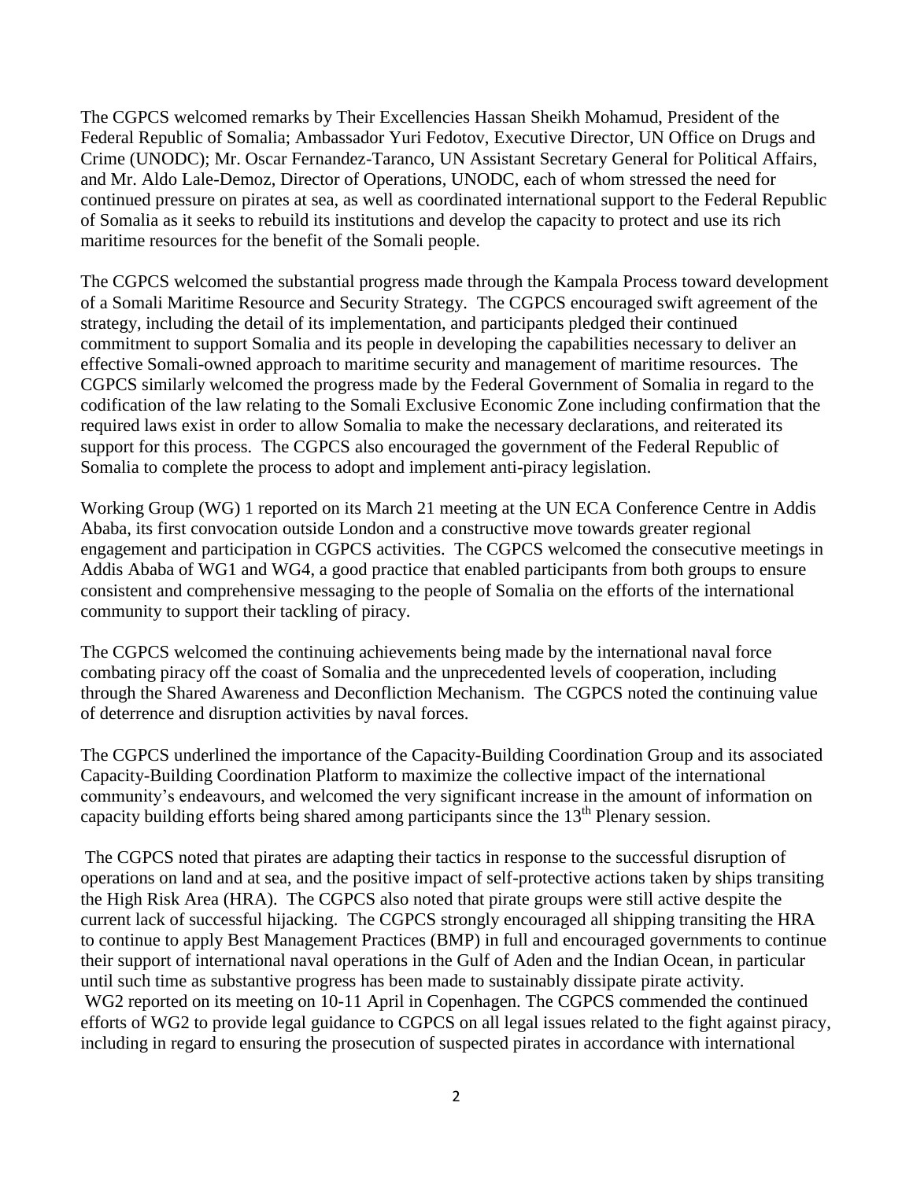The CGPCS welcomed remarks by Their Excellencies Hassan Sheikh Mohamud, President of the Federal Republic of Somalia; Ambassador Yuri Fedotov, Executive Director, UN Office on Drugs and Crime (UNODC); Mr. Oscar Fernandez-Taranco, UN Assistant Secretary General for Political Affairs, and Mr. Aldo Lale-Demoz, Director of Operations, UNODC, each of whom stressed the need for continued pressure on pirates at sea, as well as coordinated international support to the Federal Republic of Somalia as it seeks to rebuild its institutions and develop the capacity to protect and use its rich maritime resources for the benefit of the Somali people.

The CGPCS welcomed the substantial progress made through the Kampala Process toward development of a Somali Maritime Resource and Security Strategy. The CGPCS encouraged swift agreement of the strategy, including the detail of its implementation, and participants pledged their continued commitment to support Somalia and its people in developing the capabilities necessary to deliver an effective Somali-owned approach to maritime security and management of maritime resources. The CGPCS similarly welcomed the progress made by the Federal Government of Somalia in regard to the codification of the law relating to the Somali Exclusive Economic Zone including confirmation that the required laws exist in order to allow Somalia to make the necessary declarations, and reiterated its support for this process. The CGPCS also encouraged the government of the Federal Republic of Somalia to complete the process to adopt and implement anti-piracy legislation.

Working Group (WG) 1 reported on its March 21 meeting at the UN ECA Conference Centre in Addis Ababa, its first convocation outside London and a constructive move towards greater regional engagement and participation in CGPCS activities. The CGPCS welcomed the consecutive meetings in Addis Ababa of WG1 and WG4, a good practice that enabled participants from both groups to ensure consistent and comprehensive messaging to the people of Somalia on the efforts of the international community to support their tackling of piracy.

The CGPCS welcomed the continuing achievements being made by the international naval force combating piracy off the coast of Somalia and the unprecedented levels of cooperation, including through the Shared Awareness and Deconfliction Mechanism. The CGPCS noted the continuing value of deterrence and disruption activities by naval forces.

The CGPCS underlined the importance of the Capacity-Building Coordination Group and its associated Capacity-Building Coordination Platform to maximize the collective impact of the international community's endeavours, and welcomed the very significant increase in the amount of information on capacity building efforts being shared among participants since the 13th Plenary session.

The CGPCS noted that pirates are adapting their tactics in response to the successful disruption of operations on land and at sea, and the positive impact of self-protective actions taken by ships transiting the High Risk Area (HRA). The CGPCS also noted that pirate groups were still active despite the current lack of successful hijacking. The CGPCS strongly encouraged all shipping transiting the HRA to continue to apply Best Management Practices (BMP) in full and encouraged governments to continue their support of international naval operations in the Gulf of Aden and the Indian Ocean, in particular until such time as substantive progress has been made to sustainably dissipate pirate activity.

WG2 reported on its meeting on 10-11 April in Copenhagen. The CGPCS commended the continued efforts of WG2 to provide legal guidance to CGPCS on all legal issues related to the fight against piracy, including in regard to ensuring the prosecution of suspected pirates in accordance with international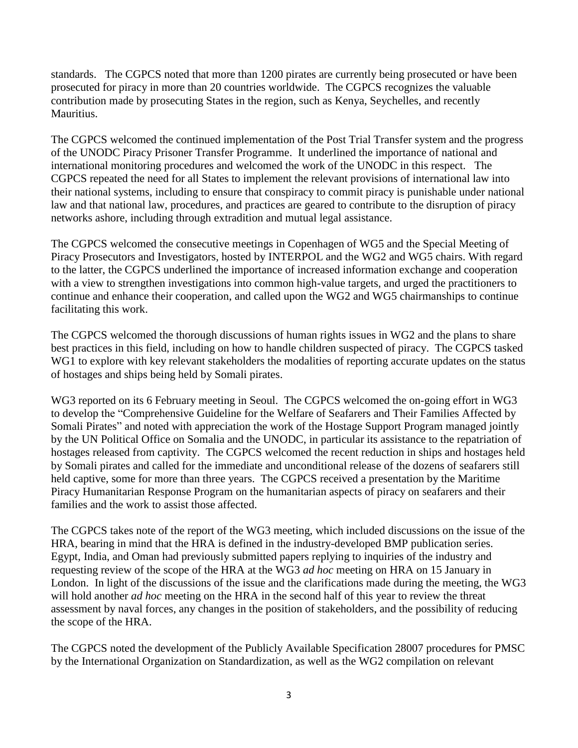standards. The CGPCS noted that more than 1200 pirates are currently being prosecuted or have been prosecuted for piracy in more than 20 countries worldwide. The CGPCS recognizes the valuable contribution made by prosecuting States in the region, such as Kenya, Seychelles, and recently Mauritius.

The CGPCS welcomed the continued implementation of the Post Trial Transfer system and the progress of the UNODC Piracy Prisoner Transfer Programme. It underlined the importance of national and international monitoring procedures and welcomed the work of the UNODC in this respect. The CGPCS repeated the need for all States to implement the relevant provisions of international law into their national systems, including to ensure that conspiracy to commit piracy is punishable under national law and that national law, procedures, and practices are geared to contribute to the disruption of piracy networks ashore, including through extradition and mutual legal assistance.

The CGPCS welcomed the consecutive meetings in Copenhagen of WG5 and the Special Meeting of Piracy Prosecutors and Investigators, hosted by INTERPOL and the WG2 and WG5 chairs. With regard to the latter, the CGPCS underlined the importance of increased information exchange and cooperation with a view to strengthen investigations into common high-value targets, and urged the practitioners to continue and enhance their cooperation, and called upon the WG2 and WG5 chairmanships to continue facilitating this work.

The CGPCS welcomed the thorough discussions of human rights issues in WG2 and the plans to share best practices in this field, including on how to handle children suspected of piracy. The CGPCS tasked WG1 to explore with key relevant stakeholders the modalities of reporting accurate updates on the status of hostages and ships being held by Somali pirates.

WG3 reported on its 6 February meeting in Seoul. The CGPCS welcomed the on-going effort in WG3 to develop the "Comprehensive Guideline for the Welfare of Seafarers and Their Families Affected by Somali Pirates" and noted with appreciation the work of the Hostage Support Program managed jointly by the UN Political Office on Somalia and the UNODC, in particular its assistance to the repatriation of hostages released from captivity. The CGPCS welcomed the recent reduction in ships and hostages held by Somali pirates and called for the immediate and unconditional release of the dozens of seafarers still held captive, some for more than three years. The CGPCS received a presentation by the Maritime Piracy Humanitarian Response Program on the humanitarian aspects of piracy on seafarers and their families and the work to assist those affected.

The CGPCS takes note of the report of the WG3 meeting, which included discussions on the issue of the HRA, bearing in mind that the HRA is defined in the industry-developed BMP publication series. Egypt, India, and Oman had previously submitted papers replying to inquiries of the industry and requesting review of the scope of the HRA at the WG3 *ad hoc* meeting on HRA on 15 January in London. In light of the discussions of the issue and the clarifications made during the meeting, the WG3 will hold another *ad hoc* meeting on the HRA in the second half of this year to review the threat assessment by naval forces, any changes in the position of stakeholders, and the possibility of reducing the scope of the HRA.

The CGPCS noted the development of the Publicly Available Specification 28007 procedures for PMSC by the International Organization on Standardization, as well as the WG2 compilation on relevant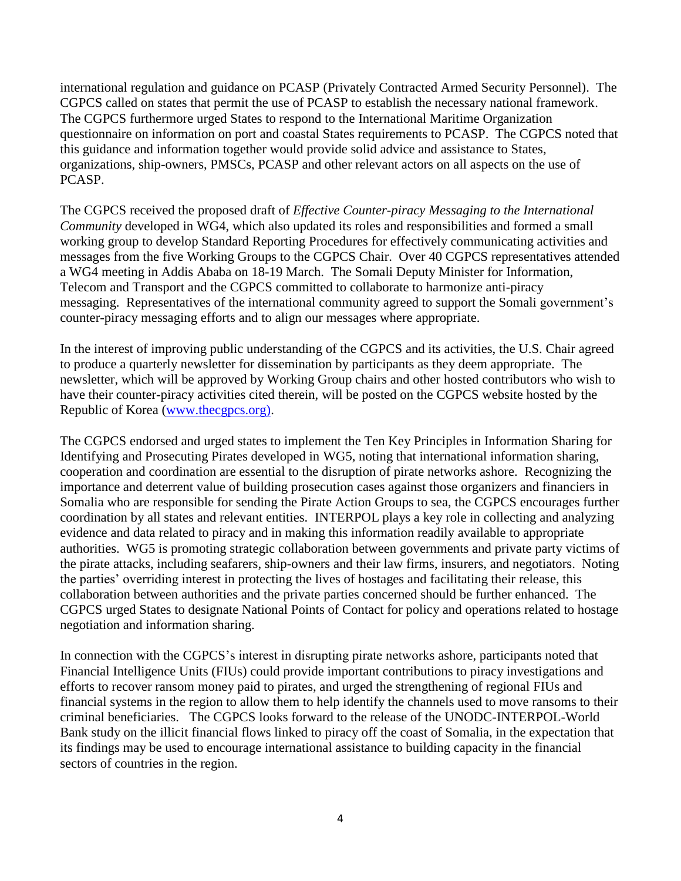international regulation and guidance on PCASP (Privately Contracted Armed Security Personnel). The CGPCS called on states that permit the use of PCASP to establish the necessary national framework. The CGPCS furthermore urged States to respond to the International Maritime Organization questionnaire on information on port and coastal States requirements to PCASP. The CGPCS noted that this guidance and information together would provide solid advice and assistance to States, organizations, ship-owners, PMSCs, PCASP and other relevant actors on all aspects on the use of PCASP.

The CGPCS received the proposed draft of *Effective Counter-piracy Messaging to the International Community* developed in WG4, which also updated its roles and responsibilities and formed a small working group to develop Standard Reporting Procedures for effectively communicating activities and messages from the five Working Groups to the CGPCS Chair. Over 40 CGPCS representatives attended a WG4 meeting in Addis Ababa on 18-19 March. The Somali Deputy Minister for Information, Telecom and Transport and the CGPCS committed to collaborate to harmonize anti-piracy messaging. Representatives of the international community agreed to support the Somali government's counter-piracy messaging efforts and to align our messages where appropriate.

In the interest of improving public understanding of the CGPCS and its activities, the U.S. Chair agreed to produce a quarterly newsletter for dissemination by participants as they deem appropriate. The newsletter, which will be approved by Working Group chairs and other hosted contributors who wish to have their counter-piracy activities cited therein, will be posted on the CGPCS website hosted by the Republic of Korea (www.thecgpcs.org).

The CGPCS endorsed and urged states to implement the Ten Key Principles in Information Sharing for Identifying and Prosecuting Pirates developed in WG5, noting that international information sharing, cooperation and coordination are essential to the disruption of pirate networks ashore. Recognizing the importance and deterrent value of building prosecution cases against those organizers and financiers in Somalia who are responsible for sending the Pirate Action Groups to sea, the CGPCS encourages further coordination by all states and relevant entities. INTERPOL plays a key role in collecting and analyzing evidence and data related to piracy and in making this information readily available to appropriate authorities. WG5 is promoting strategic collaboration between governments and private party victims of the pirate attacks, including seafarers, ship-owners and their law firms, insurers, and negotiators. Noting the parties' overriding interest in protecting the lives of hostages and facilitating their release, this collaboration between authorities and the private parties concerned should be further enhanced. The CGPCS urged States to designate National Points of Contact for policy and operations related to hostage negotiation and information sharing.

In connection with the CGPCS's interest in disrupting pirate networks ashore, participants noted that Financial Intelligence Units (FIUs) could provide important contributions to piracy investigations and efforts to recover ransom money paid to pirates, and urged the strengthening of regional FIUs and financial systems in the region to allow them to help identify the channels used to move ransoms to their criminal beneficiaries. The CGPCS looks forward to the release of the UNODC-INTERPOL-World Bank study on the illicit financial flows linked to piracy off the coast of Somalia, in the expectation that its findings may be used to encourage international assistance to building capacity in the financial sectors of countries in the region.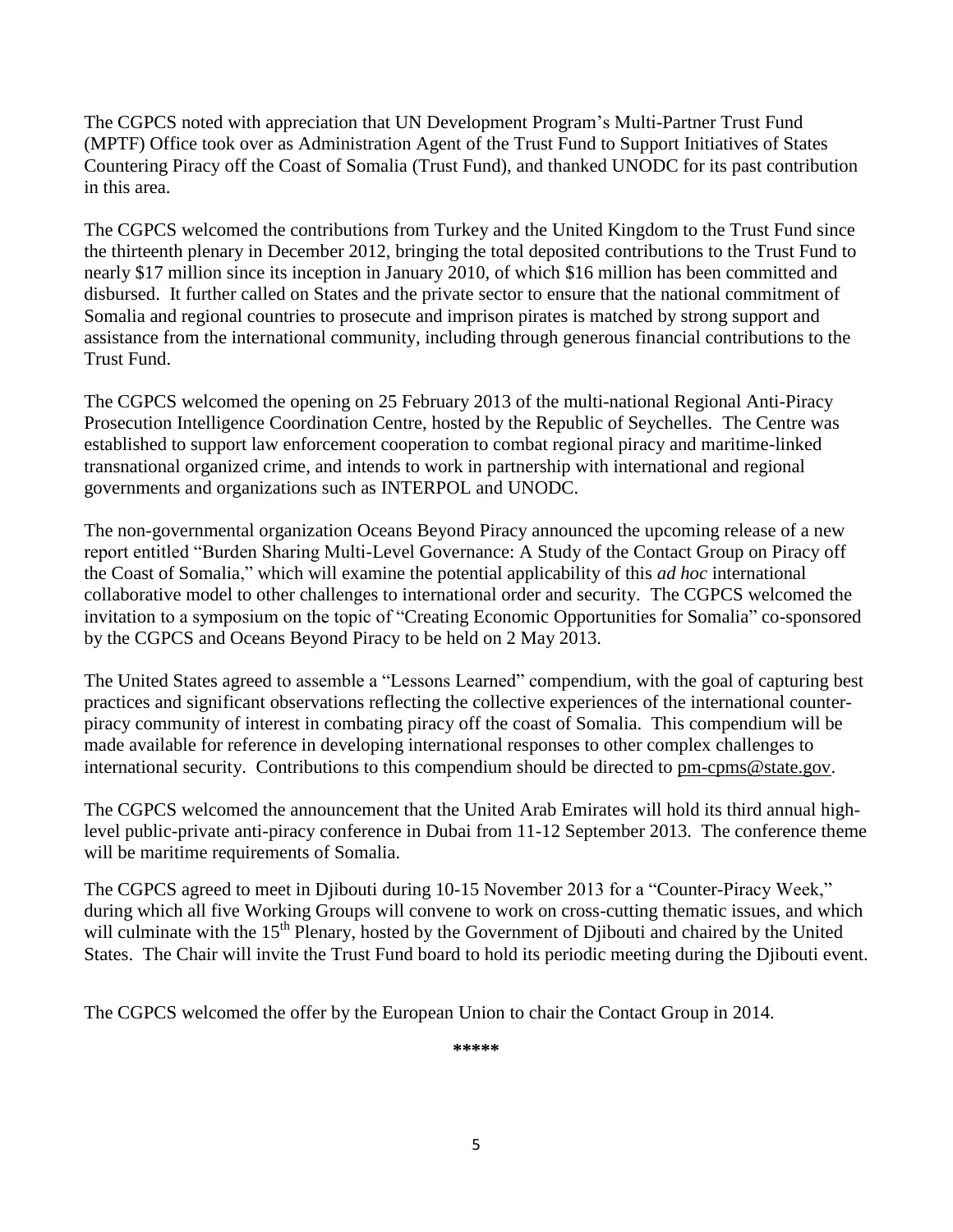The CGPCS noted with appreciation that UN Development Program's Multi-Partner Trust Fund (MPTF) Office took over as Administration Agent of the Trust Fund to Support Initiatives of States Countering Piracy off the Coast of Somalia (Trust Fund), and thanked UNODC for its past contribution in this area.

The CGPCS welcomed the contributions from Turkey and the United Kingdom to the Trust Fund since the thirteenth plenary in December 2012, bringing the total deposited contributions to the Trust Fund to nearly $17 million since its inception in January 2010, of which $16 million has been committed and disbursed. It further called on States and the private sector to ensure that the national commitment of Somalia and regional countries to prosecute and imprison pirates is matched by strong support and assistance from the international community, including through generous financial contributions to the Trust Fund.

The CGPCS welcomed the opening on 25 February 2013 of the multi-national Regional Anti-Piracy Prosecution Intelligence Coordination Centre, hosted by the Republic of Seychelles. The Centre was established to support law enforcement cooperation to combat regional piracy and maritime-linked transnational organized crime, and intends to work in partnership with international and regional governments and organizations such as INTERPOL and UNODC.

The non-governmental organization Oceans Beyond Piracy announced the upcoming release of a new report entitled "Burden Sharing Multi-Level Governance: A Study of the Contact Group on Piracy off the Coast of Somalia," which will examine the potential applicability of this *ad hoc* international collaborative model to other challenges to international order and security. The CGPCS welcomed the invitation to a symposium on the topic of "Creating Economic Opportunities for Somalia" co-sponsored by the CGPCS and Oceans Beyond Piracy to be held on 2 May 2013.

The United States agreed to assemble a "Lessons Learned" compendium, with the goal of capturing best practices and significant observations reflecting the collective experiences of the international counter-piracy community of interest in combating piracy off the coast of Somalia. This compendium will be made available for reference in developing international responses to other complex challenges to international security. Contributions to this compendium should be directed to pm-cpms@state.gov.

The CGPCS welcomed the announcement that the United Arab Emirates will hold its third annual high-level public-private anti-piracy conference in Dubai from 11-12 September 2013. The conference theme will be maritime requirements of Somalia.

The CGPCS agreed to meet in Djibouti during 10-15 November 2013 for a "Counter-Piracy Week," during which all five Working Groups will convene to work on cross-cutting thematic issues, and which will culminate with the 15th Plenary, hosted by the Government of Djibouti and chaired by the United States. The Chair will invite the Trust Fund board to hold its periodic meeting during the Djibouti event.

The CGPCS welcomed the offer by the European Union to chair the Contact Group in 2014.

\*\*\*\*\*